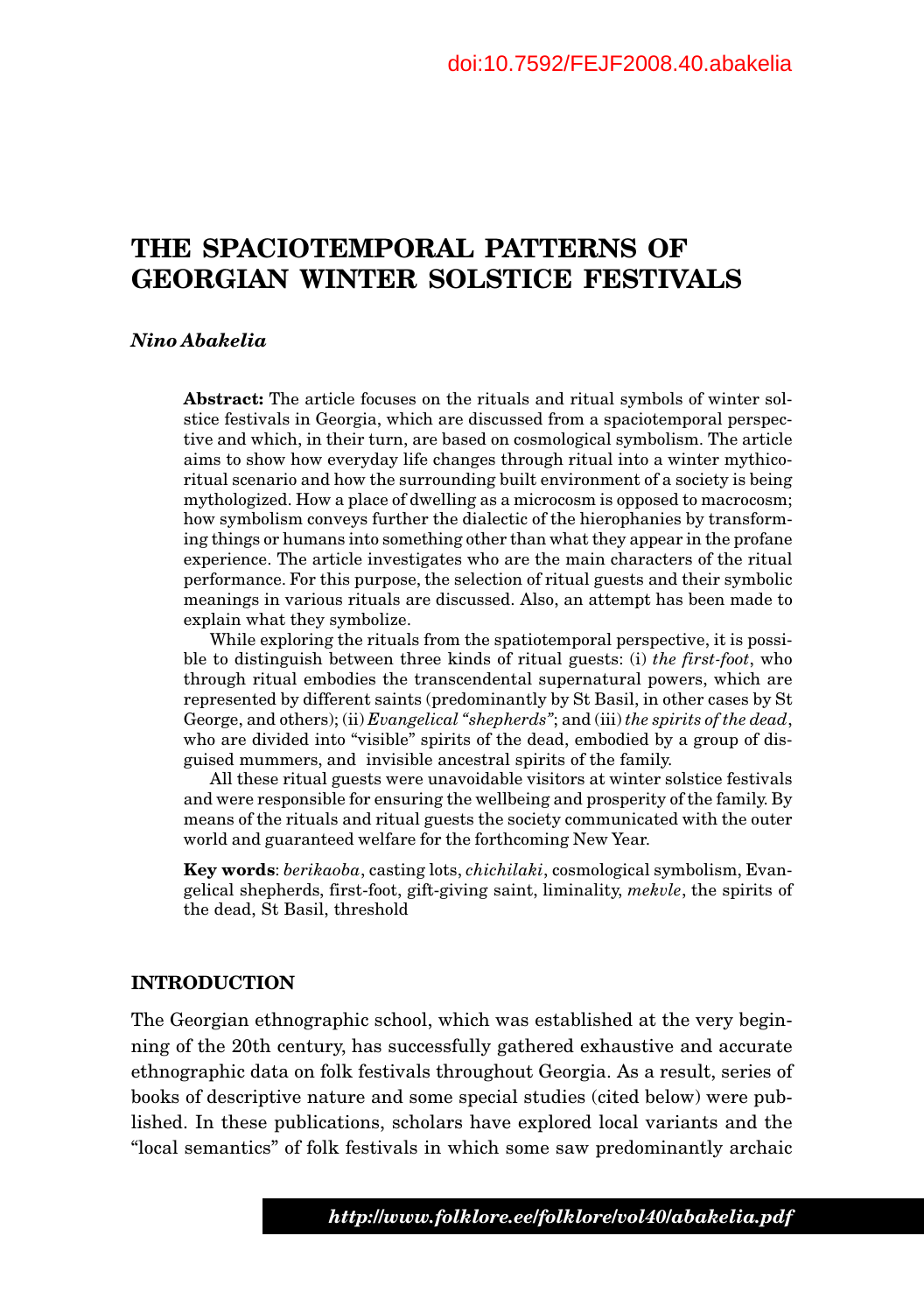doi:10.7592/FEJF2008.40.abakelia

# THE SPACIOTEMPORAL PATTERNS OF GEORGIAN WINTER SOLSTICE FESTIVALS

***Nino Abakelia***

**Abstract:** The article focuses on the rituals and ritual symbols of winter solstice festivals in Georgia, which are discussed from a spaciotemporal perspective and which, in their turn, are based on cosmological symbolism. The article aims to show how everyday life changes through ritual into a winter mythico-ritual scenario and how the surrounding built environment of a society is being mythologized. How a place of dwelling as a microcosm is opposed to macrocosm; how symbolism conveys further the dialectic of the hierophanies by transforming things or humans into something other than what they appear in the profane experience. The article investigates who are the main characters of the ritual performance. For this purpose, the selection of ritual guests and their symbolic meanings in various rituals are discussed. Also, an attempt has been made to explain what they symbolize.

While exploring the rituals from the spatiotemporal perspective, it is possible to distinguish between three kinds of ritual guests: (i) *the first-foot*, who through ritual embodies the transcendental supernatural powers, which are represented by different saints (predominantly by St Basil, in other cases by St George, and others); (ii) *Evangelical "shepherds"*; and (iii) *the spirits of the dead*, who are divided into "visible" spirits of the dead, embodied by a group of disguised mummers, and invisible ancestral spirits of the family.

All these ritual guests were unavoidable visitors at winter solstice festivals and were responsible for ensuring the wellbeing and prosperity of the family. By means of the rituals and ritual guests the society communicated with the outer world and guaranteed welfare for the forthcoming New Year.

**Key words**: *berikaoba*, casting lots, *chichilaki*, cosmological symbolism, Evangelical shepherds, first-foot, gift-giving saint, liminality, *mekvle*, the spirits of the dead, St Basil, threshold

## INTRODUCTION

The Georgian ethnographic school, which was established at the very beginning of the 20th century, has successfully gathered exhaustive and accurate ethnographic data on folk festivals throughout Georgia. As a result, series of books of descriptive nature and some special studies (cited below) were published. In these publications, scholars have explored local variants and the "local semantics" of folk festivals in which some saw predominantly archaic

*http://www.folklore.ee/folklore/vol40/abakelia.pdf*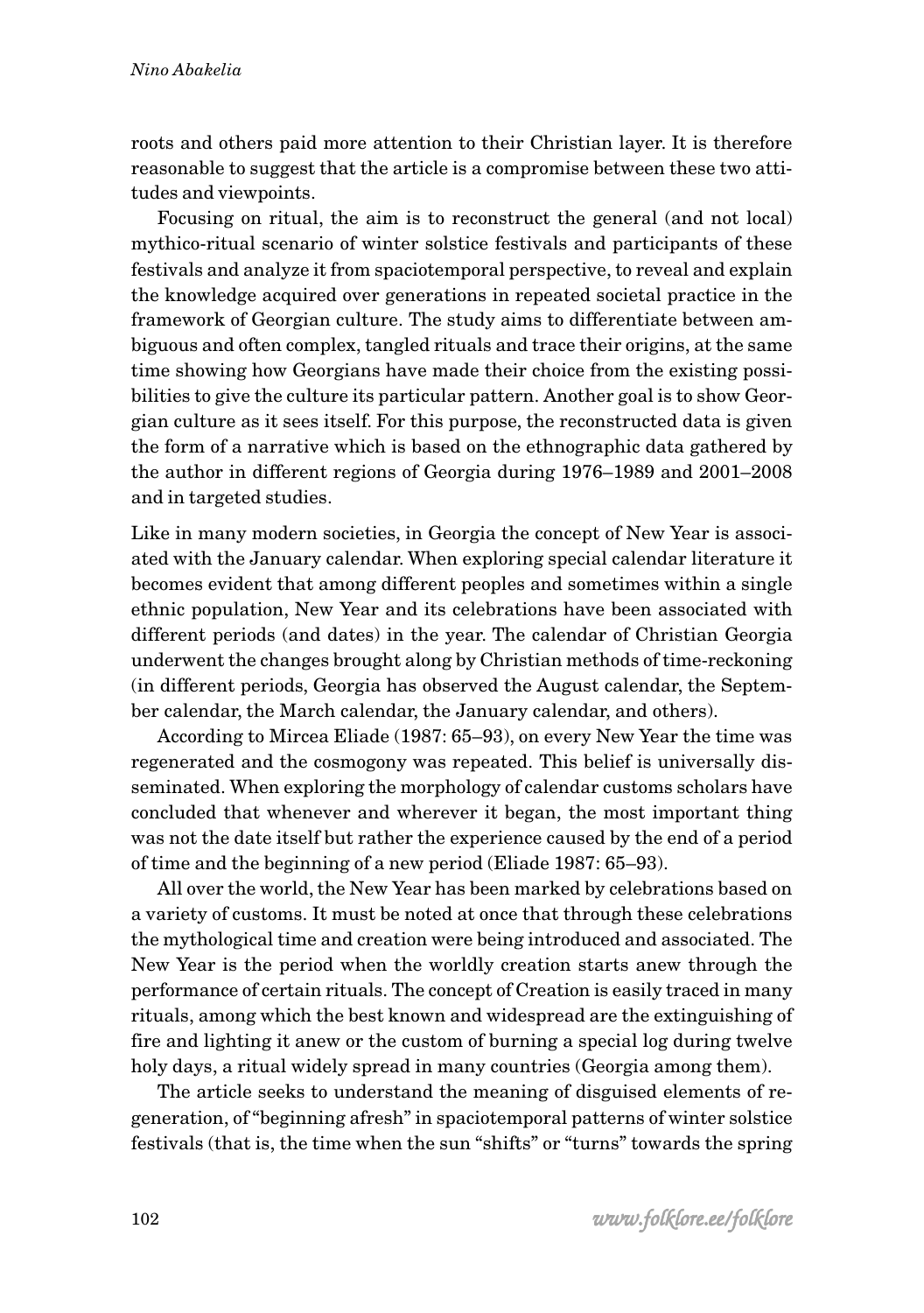roots and others paid more attention to their Christian layer. It is therefore reasonable to suggest that the article is a compromise between these two attitudes and viewpoints.

Focusing on ritual, the aim is to reconstruct the general (and not local) mythico-ritual scenario of winter solstice festivals and participants of these festivals and analyze it from spaciotemporal perspective, to reveal and explain the knowledge acquired over generations in repeated societal practice in the framework of Georgian culture. The study aims to differentiate between ambiguous and often complex, tangled rituals and trace their origins, at the same time showing how Georgians have made their choice from the existing possibilities to give the culture its particular pattern. Another goal is to show Georgian culture as it sees itself. For this purpose, the reconstructed data is given the form of a narrative which is based on the ethnographic data gathered by the author in different regions of Georgia during 1976–1989 and 2001–2008 and in targeted studies.

Like in many modern societies, in Georgia the concept of New Year is associated with the January calendar. When exploring special calendar literature it becomes evident that among different peoples and sometimes within a single ethnic population, New Year and its celebrations have been associated with different periods (and dates) in the year. The calendar of Christian Georgia underwent the changes brought along by Christian methods of time-reckoning (in different periods, Georgia has observed the August calendar, the September calendar, the March calendar, the January calendar, and others).

According to Mircea Eliade (1987: 65–93), on every New Year the time was regenerated and the cosmogony was repeated. This belief is universally disseminated. When exploring the morphology of calendar customs scholars have concluded that whenever and wherever it began, the most important thing was not the date itself but rather the experience caused by the end of a period of time and the beginning of a new period (Eliade 1987: 65–93).

All over the world, the New Year has been marked by celebrations based on a variety of customs. It must be noted at once that through these celebrations the mythological time and creation were being introduced and associated. The New Year is the period when the worldly creation starts anew through the performance of certain rituals. The concept of Creation is easily traced in many rituals, among which the best known and widespread are the extinguishing of fire and lighting it anew or the custom of burning a special log during twelve holy days, a ritual widely spread in many countries (Georgia among them).

The article seeks to understand the meaning of disguised elements of regeneration, of "beginning afresh" in spaciotemporal patterns of winter solstice festivals (that is, the time when the sun "shifts" or "turns" towards the spring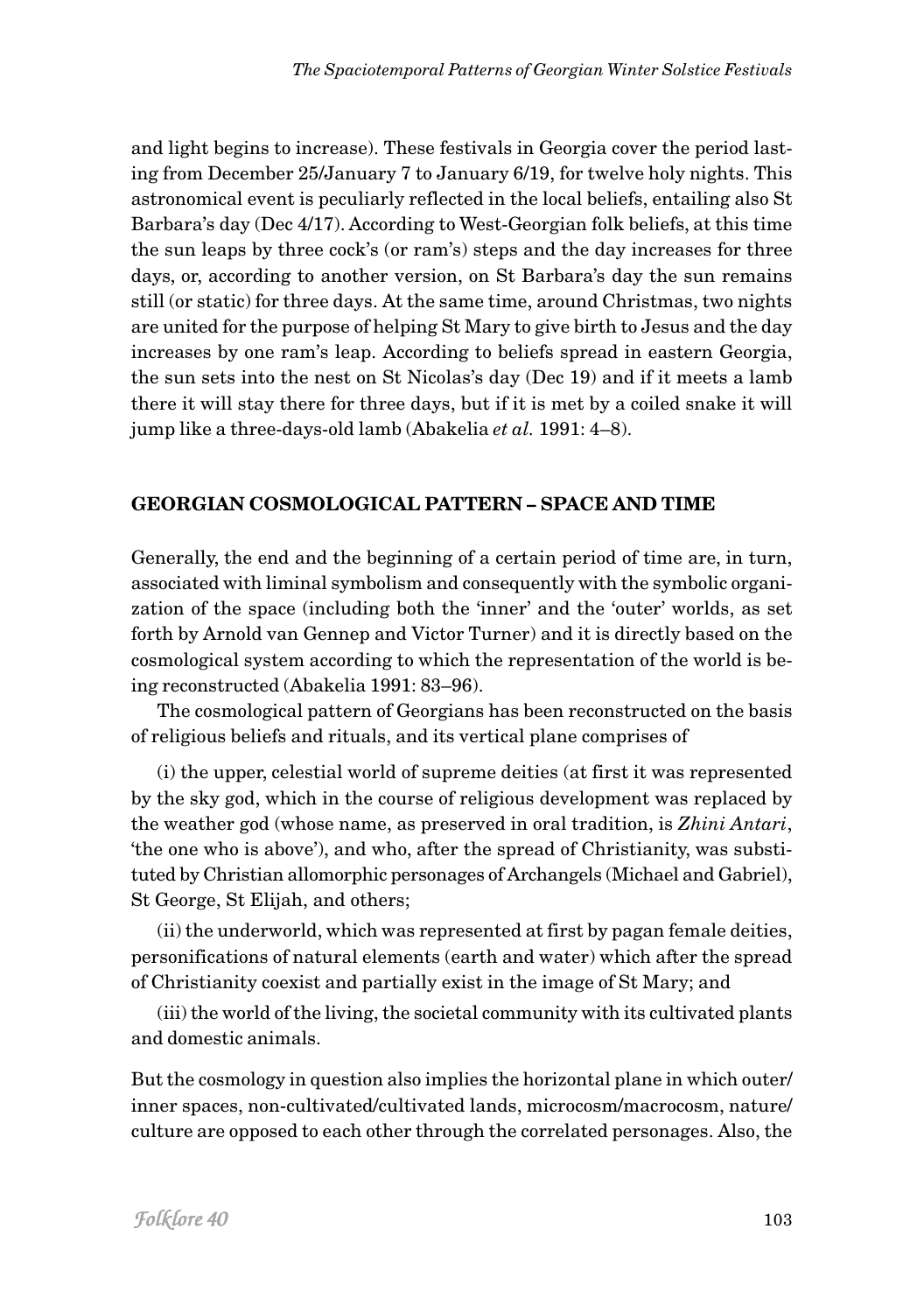and light begins to increase). These festivals in Georgia cover the period lasting from December 25/January 7 to January 6/19, for twelve holy nights. This astronomical event is peculiarly reflected in the local beliefs, entailing also St Barbara's day (Dec 4/17). According to West-Georgian folk beliefs, at this time the sun leaps by three cock's (or ram's) steps and the day increases for three days, or, according to another version, on St Barbara's day the sun remains still (or static) for three days. At the same time, around Christmas, two nights are united for the purpose of helping St Mary to give birth to Jesus and the day increases by one ram's leap. According to beliefs spread in eastern Georgia, the sun sets into the nest on St Nicolas's day (Dec 19) and if it meets a lamb there it will stay there for three days, but if it is met by a coiled snake it will jump like a three-days-old lamb (Abakelia *et al.* 1991: 4–8).

## GEORGIAN COSMOLOGICAL PATTERN – SPACE AND TIME

Generally, the end and the beginning of a certain period of time are, in turn, associated with liminal symbolism and consequently with the symbolic organization of the space (including both the 'inner' and the 'outer' worlds, as set forth by Arnold van Gennep and Victor Turner) and it is directly based on the cosmological system according to which the representation of the world is being reconstructed (Abakelia 1991: 83–96).

The cosmological pattern of Georgians has been reconstructed on the basis of religious beliefs and rituals, and its vertical plane comprises of

(i) the upper, celestial world of supreme deities (at first it was represented by the sky god, which in the course of religious development was replaced by the weather god (whose name, as preserved in oral tradition, is *Zhini Antari*, 'the one who is above'), and who, after the spread of Christianity, was substituted by Christian allomorphic personages of Archangels (Michael and Gabriel), St George, St Elijah, and others;

(ii) the underworld, which was represented at first by pagan female deities, personifications of natural elements (earth and water) which after the spread of Christianity coexist and partially exist in the image of St Mary; and

(iii) the world of the living, the societal community with its cultivated plants and domestic animals.

But the cosmology in question also implies the horizontal plane in which outer/inner spaces, non-cultivated/cultivated lands, microcosm/macrocosm, nature/culture are opposed to each other through the correlated personages. Also, the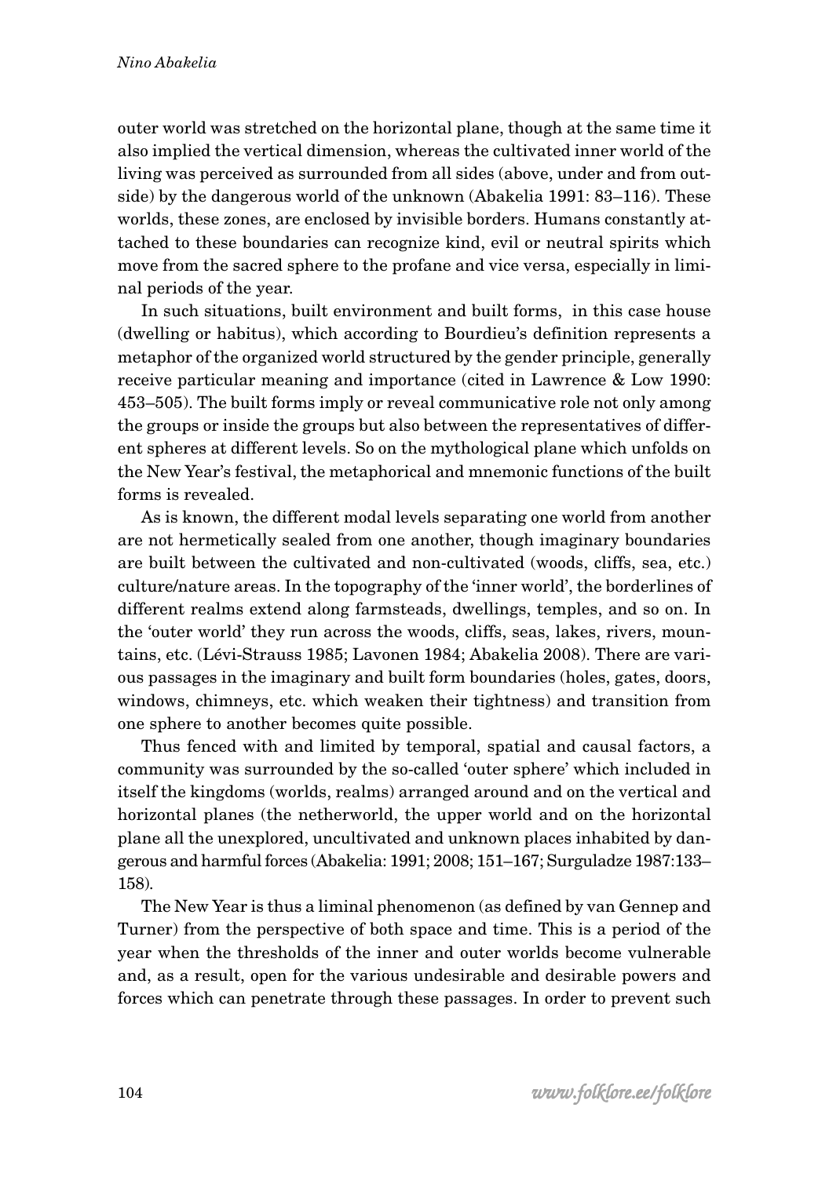outer world was stretched on the horizontal plane, though at the same time it also implied the vertical dimension, whereas the cultivated inner world of the living was perceived as surrounded from all sides (above, under and from outside) by the dangerous world of the unknown (Abakelia 1991: 83–116). These worlds, these zones, are enclosed by invisible borders. Humans constantly attached to these boundaries can recognize kind, evil or neutral spirits which move from the sacred sphere to the profane and vice versa, especially in liminal periods of the year.

In such situations, built environment and built forms, in this case house (dwelling or habitus), which according to Bourdieu's definition represents a metaphor of the organized world structured by the gender principle, generally receive particular meaning and importance (cited in Lawrence & Low 1990: 453–505). The built forms imply or reveal communicative role not only among the groups or inside the groups but also between the representatives of different spheres at different levels. So on the mythological plane which unfolds on the New Year's festival, the metaphorical and mnemonic functions of the built forms is revealed.

As is known, the different modal levels separating one world from another are not hermetically sealed from one another, though imaginary boundaries are built between the cultivated and non-cultivated (woods, cliffs, sea, etc.) culture/nature areas. In the topography of the 'inner world', the borderlines of different realms extend along farmsteads, dwellings, temples, and so on. In the 'outer world' they run across the woods, cliffs, seas, lakes, rivers, mountains, etc. (Lévi-Strauss 1985; Lavonen 1984; Abakelia 2008). There are various passages in the imaginary and built form boundaries (holes, gates, doors, windows, chimneys, etc. which weaken their tightness) and transition from one sphere to another becomes quite possible.

Thus fenced with and limited by temporal, spatial and causal factors, a community was surrounded by the so-called 'outer sphere' which included in itself the kingdoms (worlds, realms) arranged around and on the vertical and horizontal planes (the netherworld, the upper world and on the horizontal plane all the unexplored, uncultivated and unknown places inhabited by dangerous and harmful forces (Abakelia: 1991; 2008; 151–167; Surguladze 1987:133–158).

The New Year is thus a liminal phenomenon (as defined by van Gennep and Turner) from the perspective of both space and time. This is a period of the year when the thresholds of the inner and outer worlds become vulnerable and, as a result, open for the various undesirable and desirable powers and forces which can penetrate through these passages. In order to prevent such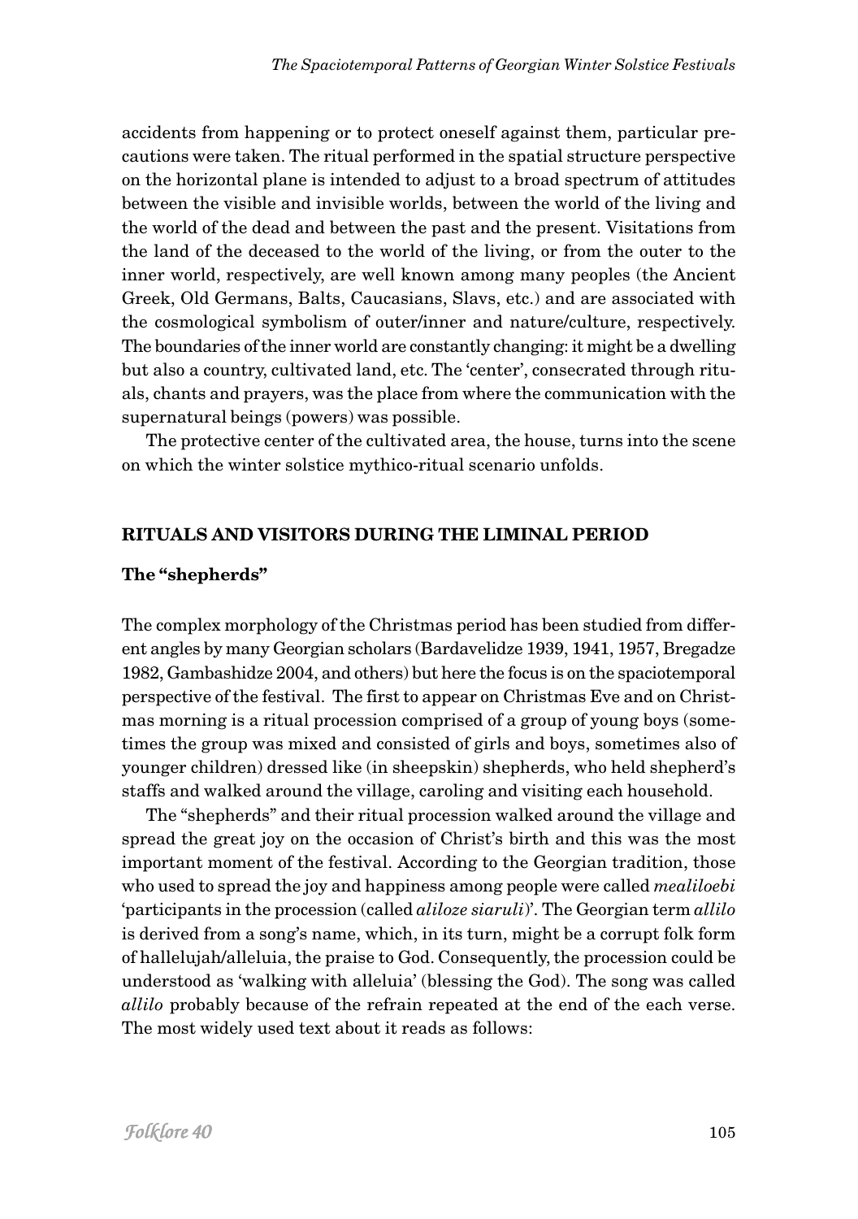accidents from happening or to protect oneself against them, particular precautions were taken. The ritual performed in the spatial structure perspective on the horizontal plane is intended to adjust to a broad spectrum of attitudes between the visible and invisible worlds, between the world of the living and the world of the dead and between the past and the present. Visitations from the land of the deceased to the world of the living, or from the outer to the inner world, respectively, are well known among many peoples (the Ancient Greek, Old Germans, Balts, Caucasians, Slavs, etc.) and are associated with the cosmological symbolism of outer/inner and nature/culture, respectively. The boundaries of the inner world are constantly changing: it might be a dwelling but also a country, cultivated land, etc. The 'center', consecrated through rituals, chants and prayers, was the place from where the communication with the supernatural beings (powers) was possible.

The protective center of the cultivated area, the house, turns into the scene on which the winter solstice mythico-ritual scenario unfolds.

## RITUALS AND VISITORS DURING THE LIMINAL PERIOD

### The "shepherds"

The complex morphology of the Christmas period has been studied from different angles by many Georgian scholars (Bardavelidze 1939, 1941, 1957, Bregadze 1982, Gambashidze 2004, and others) but here the focus is on the spaciotemporal perspective of the festival. The first to appear on Christmas Eve and on Christmas morning is a ritual procession comprised of a group of young boys (sometimes the group was mixed and consisted of girls and boys, sometimes also of younger children) dressed like (in sheepskin) shepherds, who held shepherd's staffs and walked around the village, caroling and visiting each household.

The "shepherds" and their ritual procession walked around the village and spread the great joy on the occasion of Christ's birth and this was the most important moment of the festival. According to the Georgian tradition, those who used to spread the joy and happiness among people were called *mealiloebi* 'participants in the procession (called *aliloze siaruli*)'. The Georgian term *allilo* is derived from a song's name, which, in its turn, might be a corrupt folk form of hallelujah/alleluia, the praise to God. Consequently, the procession could be understood as 'walking with alleluia' (blessing the God). The song was called *allilo* probably because of the refrain repeated at the end of the each verse. The most widely used text about it reads as follows: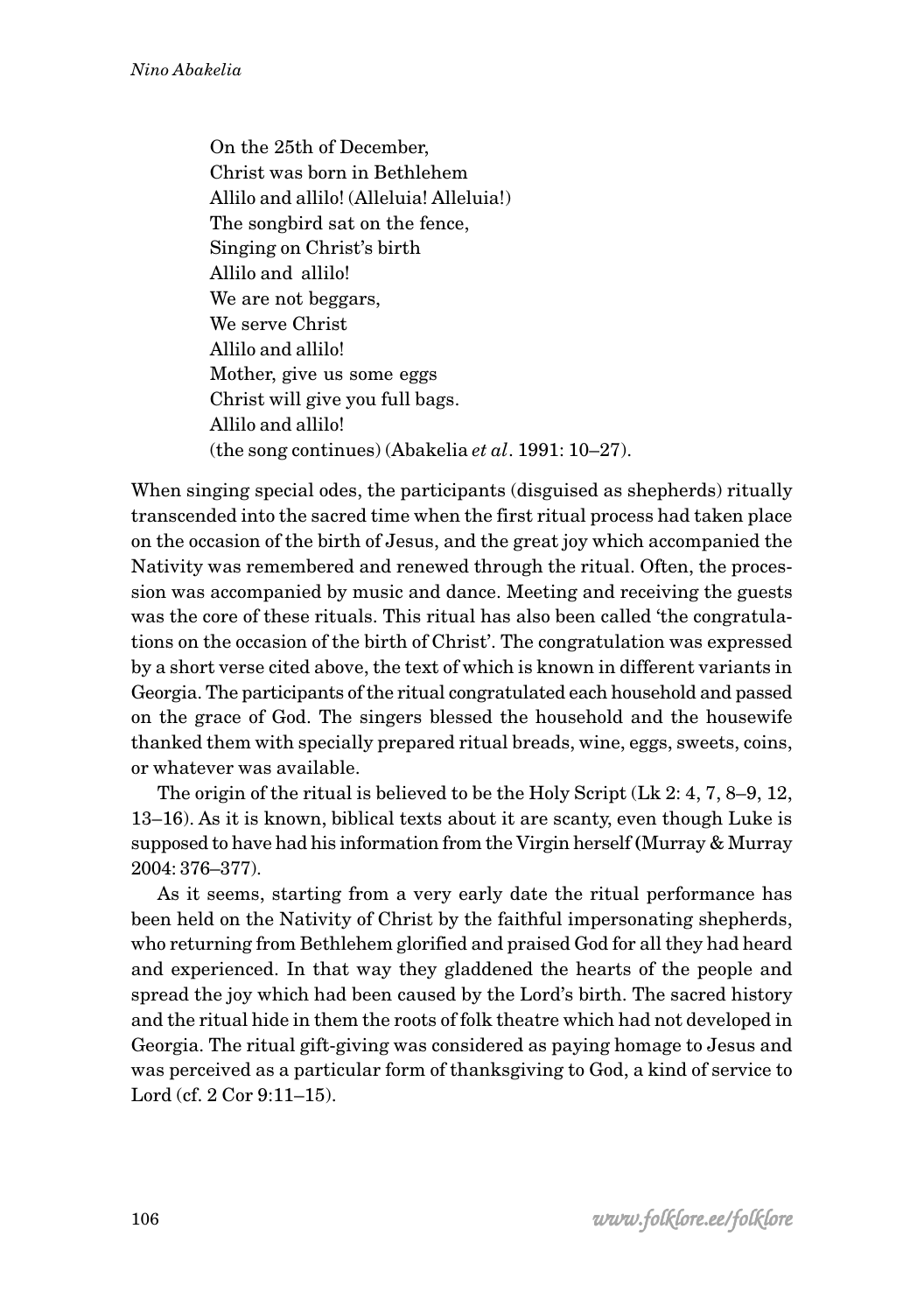On the 25th of December,
Christ was born in Bethlehem
Allilo and allilo! (Alleluia! Alleluia!)
The songbird sat on the fence,
Singing on Christ's birth
Allilo and allilo!
We are not beggars,
We serve Christ
Allilo and allilo!
Mother, give us some eggs
Christ will give you full bags.
Allilo and allilo!
(the song continues) (Abakelia *et al*. 1991: 10–27).

When singing special odes, the participants (disguised as shepherds) ritually transcended into the sacred time when the first ritual process had taken place on the occasion of the birth of Jesus, and the great joy which accompanied the Nativity was remembered and renewed through the ritual. Often, the procession was accompanied by music and dance. Meeting and receiving the guests was the core of these rituals. This ritual has also been called 'the congratulations on the occasion of the birth of Christ'. The congratulation was expressed by a short verse cited above, the text of which is known in different variants in Georgia. The participants of the ritual congratulated each household and passed on the grace of God. The singers blessed the household and the housewife thanked them with specially prepared ritual breads, wine, eggs, sweets, coins, or whatever was available.

The origin of the ritual is believed to be the Holy Script (Lk 2: 4, 7, 8–9, 12, 13–16). As it is known, biblical texts about it are scanty, even though Luke is supposed to have had his information from the Virgin herself (Murray & Murray 2004: 376–377).

As it seems, starting from a very early date the ritual performance has been held on the Nativity of Christ by the faithful impersonating shepherds, who returning from Bethlehem glorified and praised God for all they had heard and experienced. In that way they gladdened the hearts of the people and spread the joy which had been caused by the Lord's birth. The sacred history and the ritual hide in them the roots of folk theatre which had not developed in Georgia. The ritual gift-giving was considered as paying homage to Jesus and was perceived as a particular form of thanksgiving to God, a kind of service to Lord (cf. 2 Cor 9:11–15).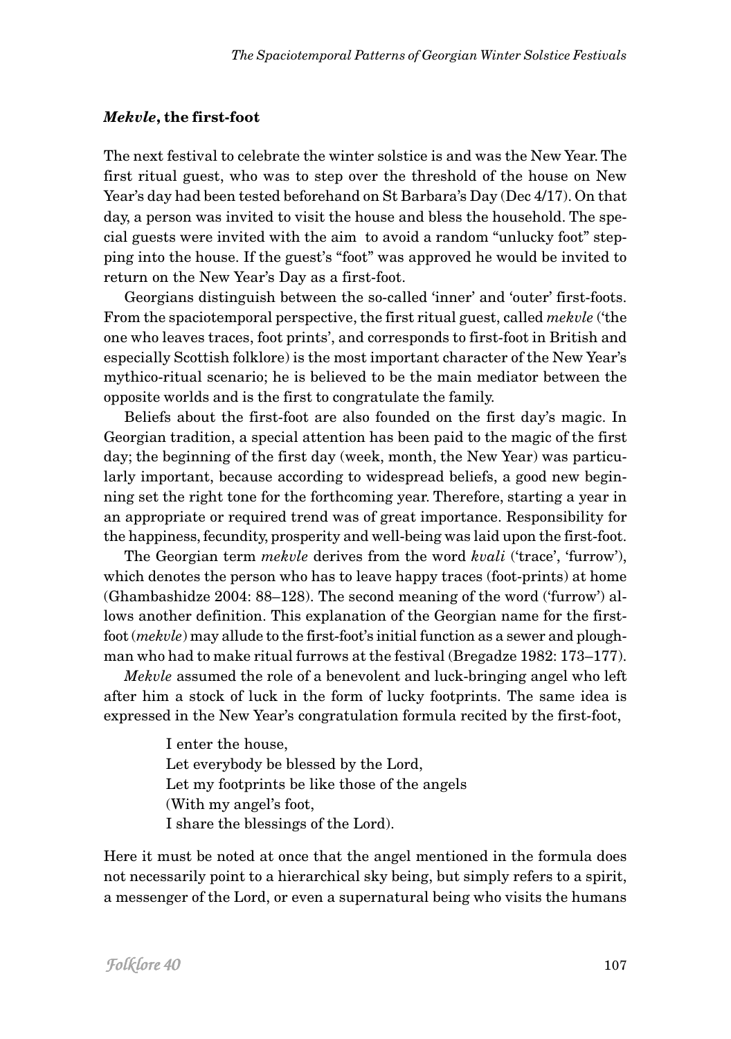### *Mekvle*, the first-foot

The next festival to celebrate the winter solstice is and was the New Year. The first ritual guest, who was to step over the threshold of the house on New Year's day had been tested beforehand on St Barbara's Day (Dec 4/17). On that day, a person was invited to visit the house and bless the household. The special guests were invited with the aim to avoid a random "unlucky foot" stepping into the house. If the guest's "foot" was approved he would be invited to return on the New Year's Day as a first-foot.

Georgians distinguish between the so-called 'inner' and 'outer' first-foots. From the spaciotemporal perspective, the first ritual guest, called *mekvle* ('the one who leaves traces, foot prints', and corresponds to first-foot in British and especially Scottish folklore) is the most important character of the New Year's mythico-ritual scenario; he is believed to be the main mediator between the opposite worlds and is the first to congratulate the family.

Beliefs about the first-foot are also founded on the first day's magic. In Georgian tradition, a special attention has been paid to the magic of the first day; the beginning of the first day (week, month, the New Year) was particularly important, because according to widespread beliefs, a good new beginning set the right tone for the forthcoming year. Therefore, starting a year in an appropriate or required trend was of great importance. Responsibility for the happiness, fecundity, prosperity and well-being was laid upon the first-foot.

The Georgian term *mekvle* derives from the word *kvali* ('trace', 'furrow'), which denotes the person who has to leave happy traces (foot-prints) at home (Ghambashidze 2004: 88–128). The second meaning of the word ('furrow') allows another definition. This explanation of the Georgian name for the first-foot (*mekvle*) may allude to the first-foot's initial function as a sewer and ploughman who had to make ritual furrows at the festival (Bregadze 1982: 173–177).

*Mekvle* assumed the role of a benevolent and luck-bringing angel who left after him a stock of luck in the form of lucky footprints. The same idea is expressed in the New Year's congratulation formula recited by the first-foot,

> I enter the house,
> Let everybody be blessed by the Lord,
> Let my footprints be like those of the angels
> (With my angel's foot,
> I share the blessings of the Lord).

Here it must be noted at once that the angel mentioned in the formula does not necessarily point to a hierarchical sky being, but simply refers to a spirit, a messenger of the Lord, or even a supernatural being who visits the humans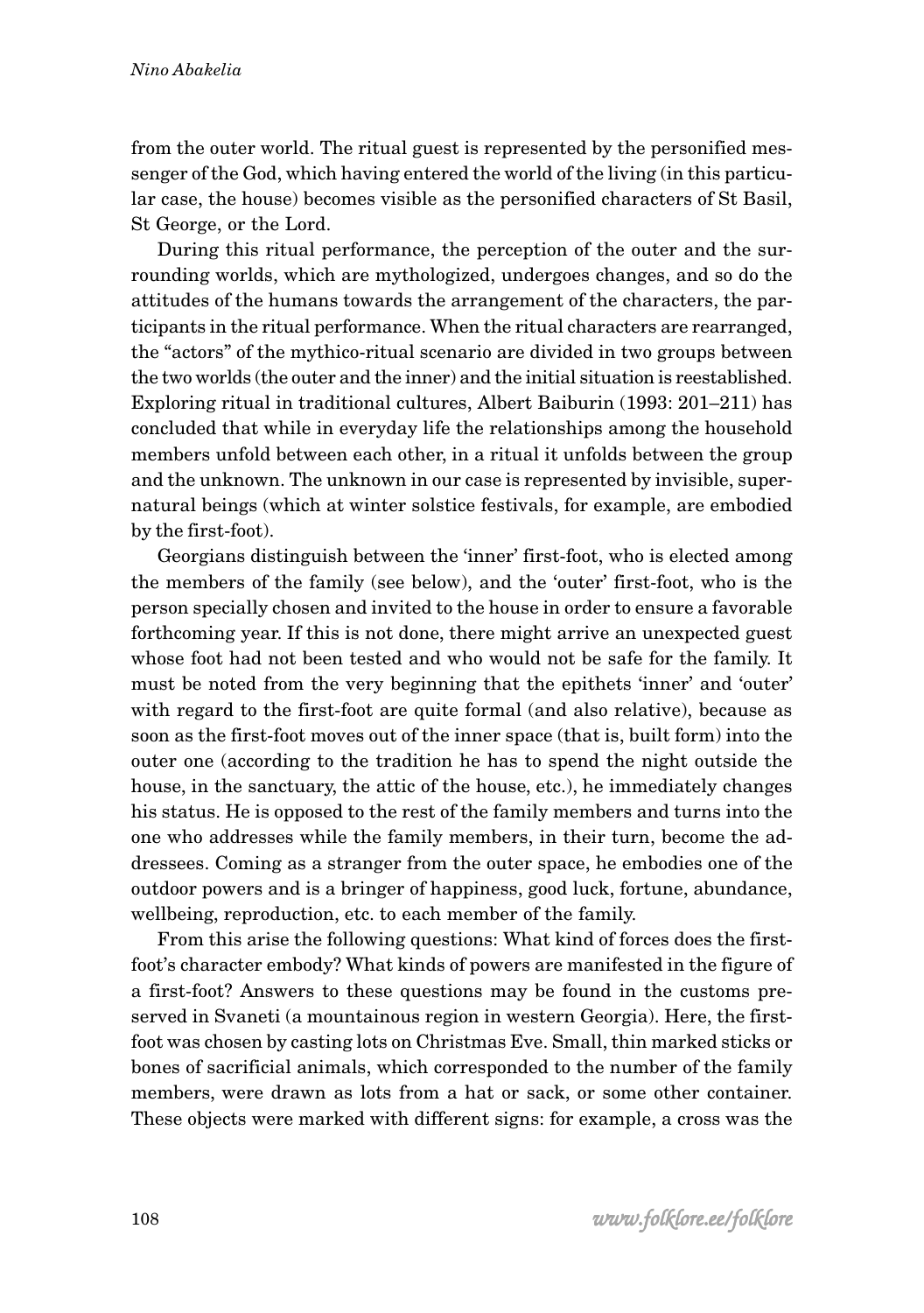from the outer world. The ritual guest is represented by the personified messenger of the God, which having entered the world of the living (in this particular case, the house) becomes visible as the personified characters of St Basil, St George, or the Lord.

During this ritual performance, the perception of the outer and the surrounding worlds, which are mythologized, undergoes changes, and so do the attitudes of the humans towards the arrangement of the characters, the participants in the ritual performance. When the ritual characters are rearranged, the "actors" of the mythico-ritual scenario are divided in two groups between the two worlds (the outer and the inner) and the initial situation is reestablished. Exploring ritual in traditional cultures, Albert Baiburin (1993: 201–211) has concluded that while in everyday life the relationships among the household members unfold between each other, in a ritual it unfolds between the group and the unknown. The unknown in our case is represented by invisible, supernatural beings (which at winter solstice festivals, for example, are embodied by the first-foot).

Georgians distinguish between the 'inner' first-foot, who is elected among the members of the family (see below), and the 'outer' first-foot, who is the person specially chosen and invited to the house in order to ensure a favorable forthcoming year. If this is not done, there might arrive an unexpected guest whose foot had not been tested and who would not be safe for the family. It must be noted from the very beginning that the epithets 'inner' and 'outer' with regard to the first-foot are quite formal (and also relative), because as soon as the first-foot moves out of the inner space (that is, built form) into the outer one (according to the tradition he has to spend the night outside the house, in the sanctuary, the attic of the house, etc.), he immediately changes his status. He is opposed to the rest of the family members and turns into the one who addresses while the family members, in their turn, become the addressees. Coming as a stranger from the outer space, he embodies one of the outdoor powers and is a bringer of happiness, good luck, fortune, abundance, wellbeing, reproduction, etc. to each member of the family.

From this arise the following questions: What kind of forces does the first-foot's character embody? What kinds of powers are manifested in the figure of a first-foot? Answers to these questions may be found in the customs preserved in Svaneti (a mountainous region in western Georgia). Here, the first-foot was chosen by casting lots on Christmas Eve. Small, thin marked sticks or bones of sacrificial animals, which corresponded to the number of the family members, were drawn as lots from a hat or sack, or some other container. These objects were marked with different signs: for example, a cross was the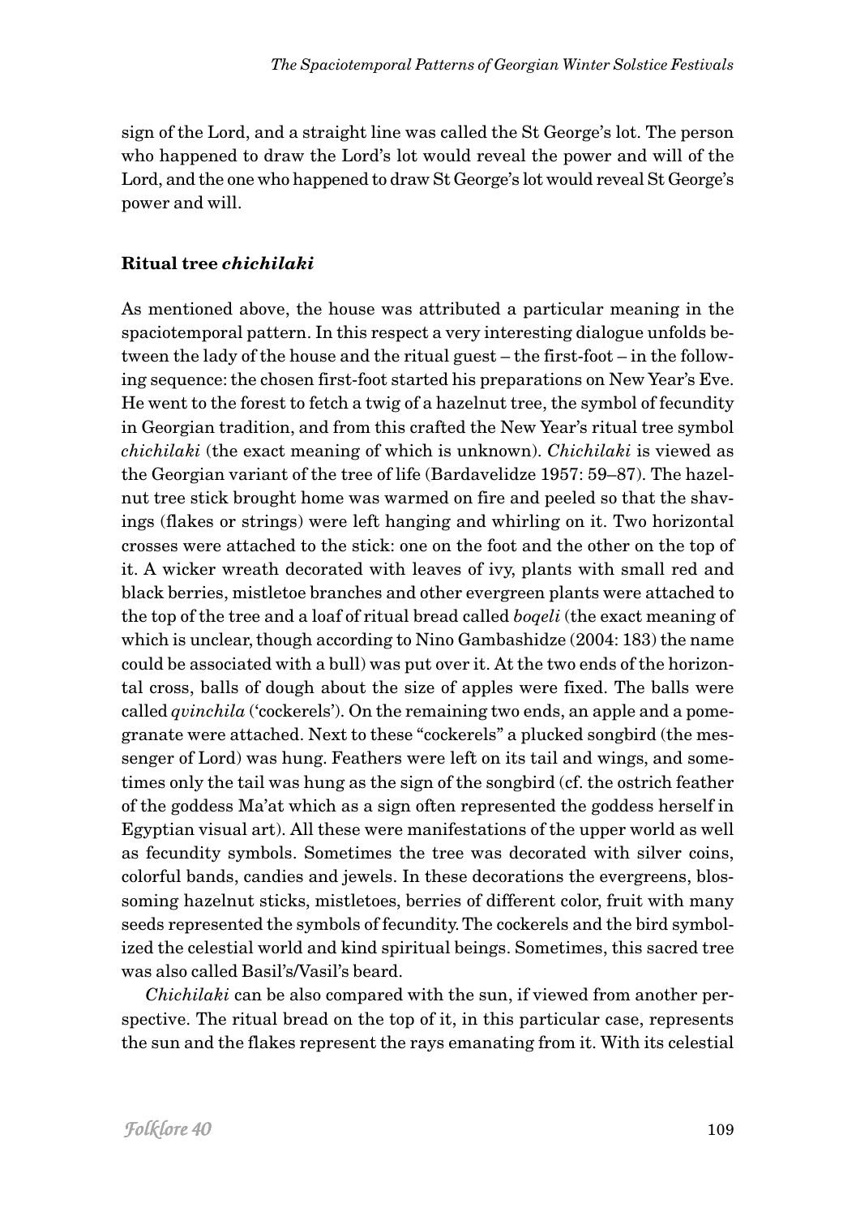sign of the Lord, and a straight line was called the St George's lot. The person who happened to draw the Lord's lot would reveal the power and will of the Lord, and the one who happened to draw St George's lot would reveal St George's power and will.

## Ritual tree *chichilaki*

As mentioned above, the house was attributed a particular meaning in the spaciotemporal pattern. In this respect a very interesting dialogue unfolds between the lady of the house and the ritual guest – the first-foot – in the following sequence: the chosen first-foot started his preparations on New Year's Eve. He went to the forest to fetch a twig of a hazelnut tree, the symbol of fecundity in Georgian tradition, and from this crafted the New Year's ritual tree symbol *chichilaki* (the exact meaning of which is unknown). *Chichilaki* is viewed as the Georgian variant of the tree of life (Bardavelidze 1957: 59–87). The hazelnut tree stick brought home was warmed on fire and peeled so that the shavings (flakes or strings) were left hanging and whirling on it. Two horizontal crosses were attached to the stick: one on the foot and the other on the top of it. A wicker wreath decorated with leaves of ivy, plants with small red and black berries, mistletoe branches and other evergreen plants were attached to the top of the tree and a loaf of ritual bread called *boqeli* (the exact meaning of which is unclear, though according to Nino Gambashidze (2004: 183) the name could be associated with a bull) was put over it. At the two ends of the horizontal cross, balls of dough about the size of apples were fixed. The balls were called *qvinchila* ('cockerels'). On the remaining two ends, an apple and a pomegranate were attached. Next to these "cockerels" a plucked songbird (the messenger of Lord) was hung. Feathers were left on its tail and wings, and sometimes only the tail was hung as the sign of the songbird (cf. the ostrich feather of the goddess Ma'at which as a sign often represented the goddess herself in Egyptian visual art). All these were manifestations of the upper world as well as fecundity symbols. Sometimes the tree was decorated with silver coins, colorful bands, candies and jewels. In these decorations the evergreens, blossoming hazelnut sticks, mistletoes, berries of different color, fruit with many seeds represented the symbols of fecundity. The cockerels and the bird symbolized the celestial world and kind spiritual beings. Sometimes, this sacred tree was also called Basil's/Vasil's beard.

*Chichilaki* can be also compared with the sun, if viewed from another perspective. The ritual bread on the top of it, in this particular case, represents the sun and the flakes represent the rays emanating from it. With its celestial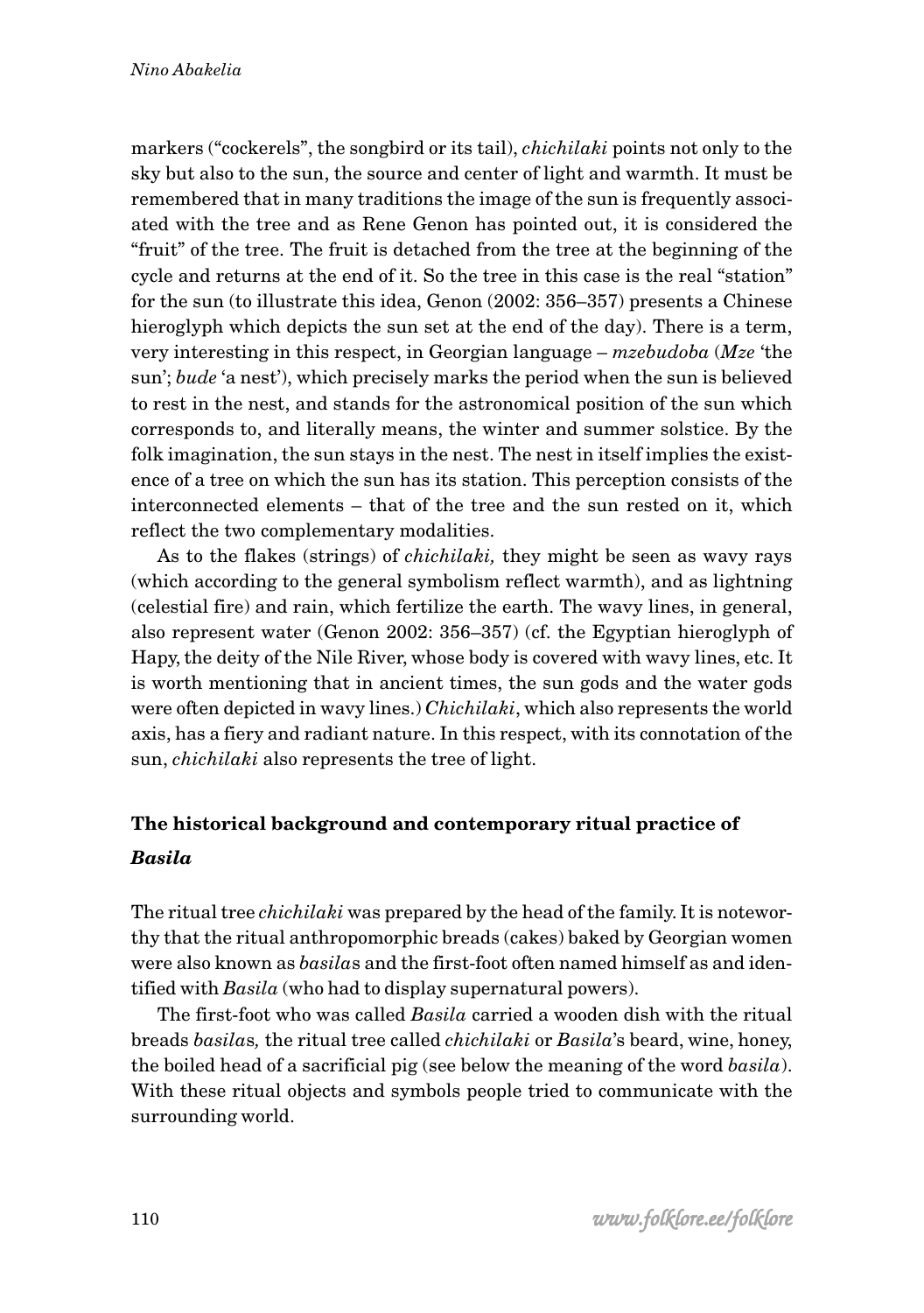markers ("cockerels", the songbird or its tail), *chichilaki* points not only to the sky but also to the sun, the source and center of light and warmth. It must be remembered that in many traditions the image of the sun is frequently associated with the tree and as Rene Genon has pointed out, it is considered the "fruit" of the tree. The fruit is detached from the tree at the beginning of the cycle and returns at the end of it. So the tree in this case is the real "station" for the sun (to illustrate this idea, Genon (2002: 356–357) presents a Chinese hieroglyph which depicts the sun set at the end of the day). There is a term, very interesting in this respect, in Georgian language – *mzebudoba* (*Mze* 'the sun'; *bude* 'a nest'), which precisely marks the period when the sun is believed to rest in the nest, and stands for the astronomical position of the sun which corresponds to, and literally means, the winter and summer solstice. By the folk imagination, the sun stays in the nest. The nest in itself implies the existence of a tree on which the sun has its station. This perception consists of the interconnected elements – that of the tree and the sun rested on it, which reflect the two complementary modalities.

As to the flakes (strings) of *chichilaki,* they might be seen as wavy rays (which according to the general symbolism reflect warmth), and as lightning (celestial fire) and rain, which fertilize the earth. The wavy lines, in general, also represent water (Genon 2002: 356–357) (cf. the Egyptian hieroglyph of Hapy, the deity of the Nile River, whose body is covered with wavy lines, etc. It is worth mentioning that in ancient times, the sun gods and the water gods were often depicted in wavy lines.) *Chichilaki*, which also represents the world axis, has a fiery and radiant nature. In this respect, with its connotation of the sun, *chichilaki* also represents the tree of light.

## The historical background and contemporary ritual practice of *Basila*

The ritual tree *chichilaki* was prepared by the head of the family. It is noteworthy that the ritual anthropomorphic breads (cakes) baked by Georgian women were also known as *basila*s and the first-foot often named himself as and identified with *Basila* (who had to display supernatural powers).

The first-foot who was called *Basila* carried a wooden dish with the ritual breads *basila*s*,* the ritual tree called *chichilaki* or *Basila*'s beard, wine, honey, the boiled head of a sacrificial pig (see below the meaning of the word *basila*). With these ritual objects and symbols people tried to communicate with the surrounding world.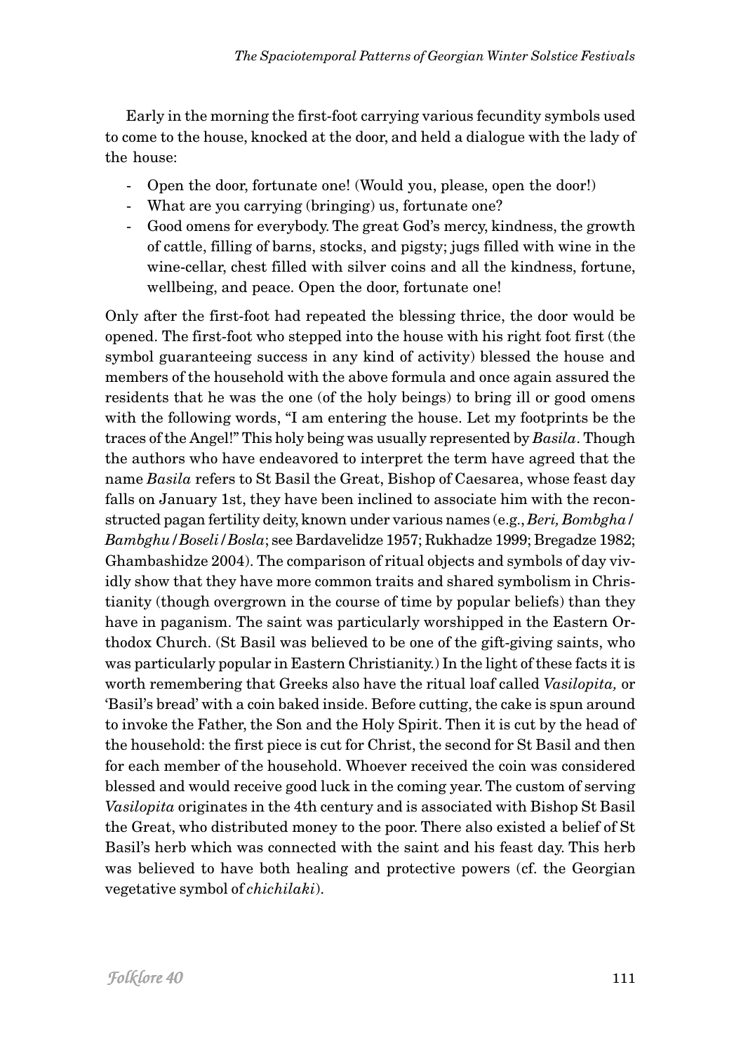Early in the morning the first-foot carrying various fecundity symbols used to come to the house, knocked at the door, and held a dialogue with the lady of the house:

- Open the door, fortunate one! (Would you, please, open the door!)
- What are you carrying (bringing) us, fortunate one?
- Good omens for everybody. The great God's mercy, kindness, the growth of cattle, filling of barns, stocks, and pigsty; jugs filled with wine in the wine-cellar, chest filled with silver coins and all the kindness, fortune, wellbeing, and peace. Open the door, fortunate one!

Only after the first-foot had repeated the blessing thrice, the door would be opened. The first-foot who stepped into the house with his right foot first (the symbol guaranteeing success in any kind of activity) blessed the house and members of the household with the above formula and once again assured the residents that he was the one (of the holy beings) to bring ill or good omens with the following words, "I am entering the house. Let my footprints be the traces of the Angel!" This holy being was usually represented by *Basila*. Though the authors who have endeavored to interpret the term have agreed that the name *Basila* refers to St Basil the Great, Bishop of Caesarea, whose feast day falls on January 1st, they have been inclined to associate him with the reconstructed pagan fertility deity, known under various names (e.g., *Beri, Bombgha / Bambghu / Boseli / Bosla*; see Bardavelidze 1957; Rukhadze 1999; Bregadze 1982; Ghambashidze 2004). The comparison of ritual objects and symbols of day vividly show that they have more common traits and shared symbolism in Christianity (though overgrown in the course of time by popular beliefs) than they have in paganism. The saint was particularly worshipped in the Eastern Orthodox Church. (St Basil was believed to be one of the gift-giving saints, who was particularly popular in Eastern Christianity.) In the light of these facts it is worth remembering that Greeks also have the ritual loaf called *Vasilopita,* or 'Basil's bread' with a coin baked inside. Before cutting, the cake is spun around to invoke the Father, the Son and the Holy Spirit. Then it is cut by the head of the household: the first piece is cut for Christ, the second for St Basil and then for each member of the household. Whoever received the coin was considered blessed and would receive good luck in the coming year. The custom of serving *Vasilopita* originates in the 4th century and is associated with Bishop St Basil the Great, who distributed money to the poor. There also existed a belief of St Basil's herb which was connected with the saint and his feast day. This herb was believed to have both healing and protective powers (cf. the Georgian vegetative symbol of *chichilaki*).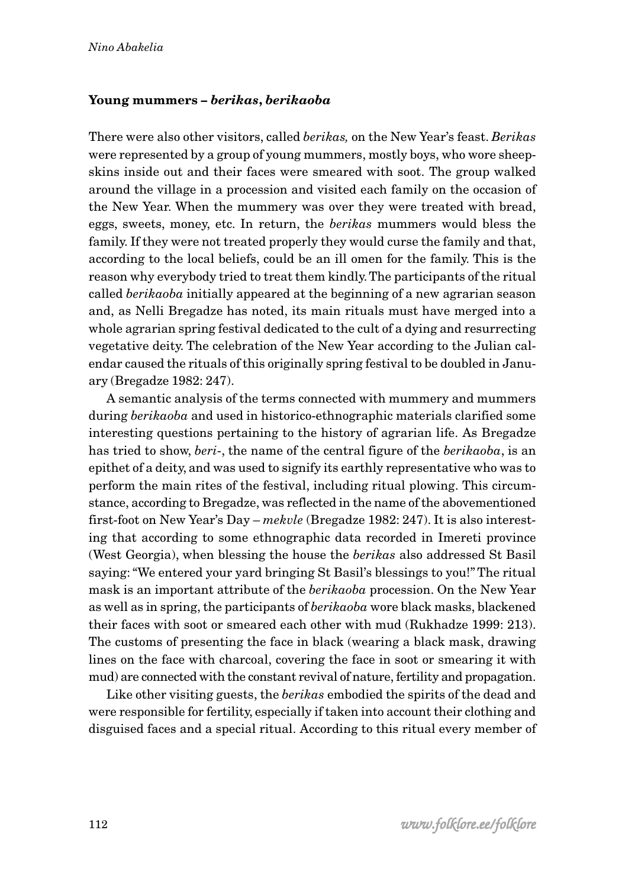### Young mummers – *berikas*, *berikaoba*

There were also other visitors, called *berikas,* on the New Year's feast. *Berikas* were represented by a group of young mummers, mostly boys, who wore sheepskins inside out and their faces were smeared with soot. The group walked around the village in a procession and visited each family on the occasion of the New Year. When the mummery was over they were treated with bread, eggs, sweets, money, etc. In return, the *berikas* mummers would bless the family. If they were not treated properly they would curse the family and that, according to the local beliefs, could be an ill omen for the family. This is the reason why everybody tried to treat them kindly. The participants of the ritual called *berikaoba* initially appeared at the beginning of a new agrarian season and, as Nelli Bregadze has noted, its main rituals must have merged into a whole agrarian spring festival dedicated to the cult of a dying and resurrecting vegetative deity. The celebration of the New Year according to the Julian calendar caused the rituals of this originally spring festival to be doubled in January (Bregadze 1982: 247).

A semantic analysis of the terms connected with mummery and mummers during *berikaoba* and used in historico-ethnographic materials clarified some interesting questions pertaining to the history of agrarian life. As Bregadze has tried to show, *beri-*, the name of the central figure of the *berikaoba*, is an epithet of a deity, and was used to signify its earthly representative who was to perform the main rites of the festival, including ritual plowing. This circumstance, according to Bregadze, was reflected in the name of the abovementioned first-foot on New Year's Day – *mekvle* (Bregadze 1982: 247). It is also interesting that according to some ethnographic data recorded in Imereti province (West Georgia), when blessing the house the *berikas* also addressed St Basil saying: "We entered your yard bringing St Basil's blessings to you!" The ritual mask is an important attribute of the *berikaoba* procession. On the New Year as well as in spring, the participants of *berikaoba* wore black masks, blackened their faces with soot or smeared each other with mud (Rukhadze 1999: 213). The customs of presenting the face in black (wearing a black mask, drawing lines on the face with charcoal, covering the face in soot or smearing it with mud) are connected with the constant revival of nature, fertility and propagation.

Like other visiting guests, the *berikas* embodied the spirits of the dead and were responsible for fertility, especially if taken into account their clothing and disguised faces and a special ritual. According to this ritual every member of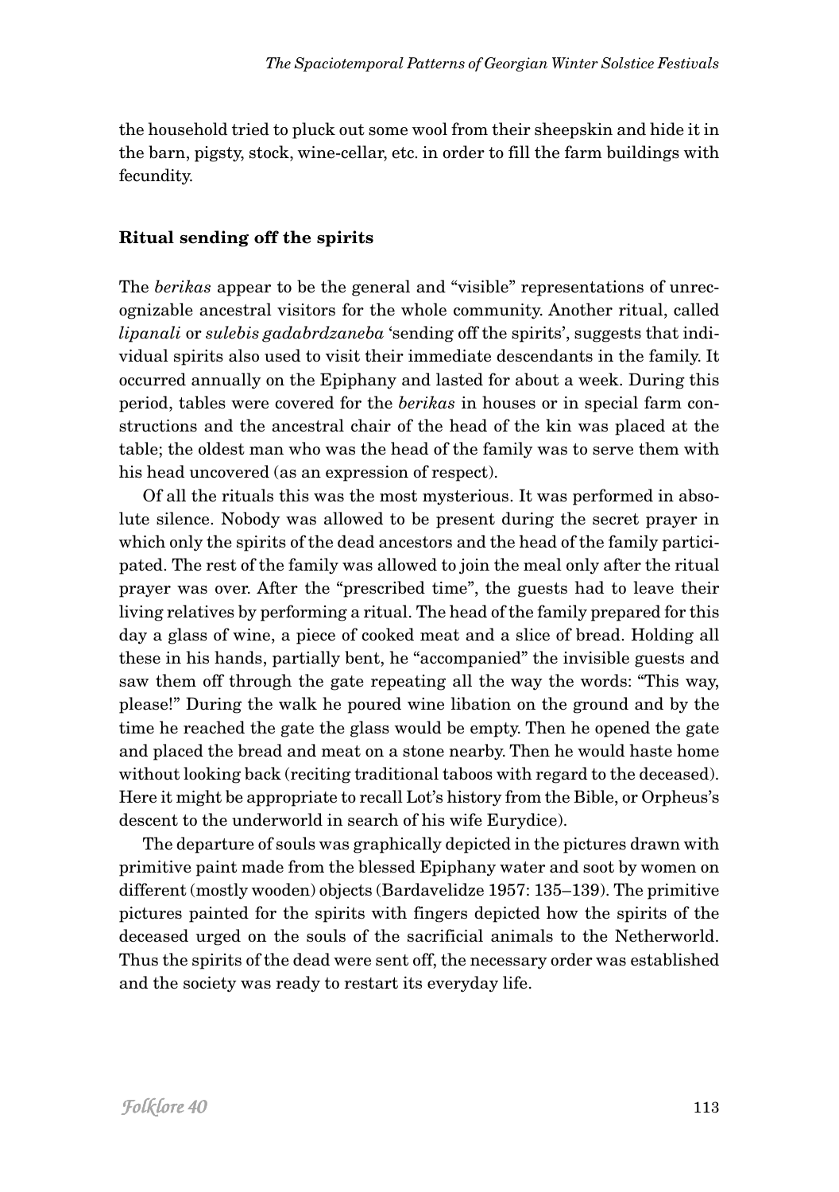the household tried to pluck out some wool from their sheepskin and hide it in the barn, pigsty, stock, wine-cellar, etc. in order to fill the farm buildings with fecundity.

## Ritual sending off the spirits

The *berikas* appear to be the general and "visible" representations of unrecognizable ancestral visitors for the whole community. Another ritual, called *lipanali* or *sulebis gadabrdzaneba* 'sending off the spirits', suggests that individual spirits also used to visit their immediate descendants in the family. It occurred annually on the Epiphany and lasted for about a week. During this period, tables were covered for the *berikas* in houses or in special farm constructions and the ancestral chair of the head of the kin was placed at the table; the oldest man who was the head of the family was to serve them with his head uncovered (as an expression of respect).

Of all the rituals this was the most mysterious. It was performed in absolute silence. Nobody was allowed to be present during the secret prayer in which only the spirits of the dead ancestors and the head of the family participated. The rest of the family was allowed to join the meal only after the ritual prayer was over. After the "prescribed time", the guests had to leave their living relatives by performing a ritual. The head of the family prepared for this day a glass of wine, a piece of cooked meat and a slice of bread. Holding all these in his hands, partially bent, he "accompanied" the invisible guests and saw them off through the gate repeating all the way the words: "This way, please!" During the walk he poured wine libation on the ground and by the time he reached the gate the glass would be empty. Then he opened the gate and placed the bread and meat on a stone nearby. Then he would haste home without looking back (reciting traditional taboos with regard to the deceased). Here it might be appropriate to recall Lot's history from the Bible, or Orpheus's descent to the underworld in search of his wife Eurydice).

The departure of souls was graphically depicted in the pictures drawn with primitive paint made from the blessed Epiphany water and soot by women on different (mostly wooden) objects (Bardavelidze 1957: 135–139). The primitive pictures painted for the spirits with fingers depicted how the spirits of the deceased urged on the souls of the sacrificial animals to the Netherworld. Thus the spirits of the dead were sent off, the necessary order was established and the society was ready to restart its everyday life.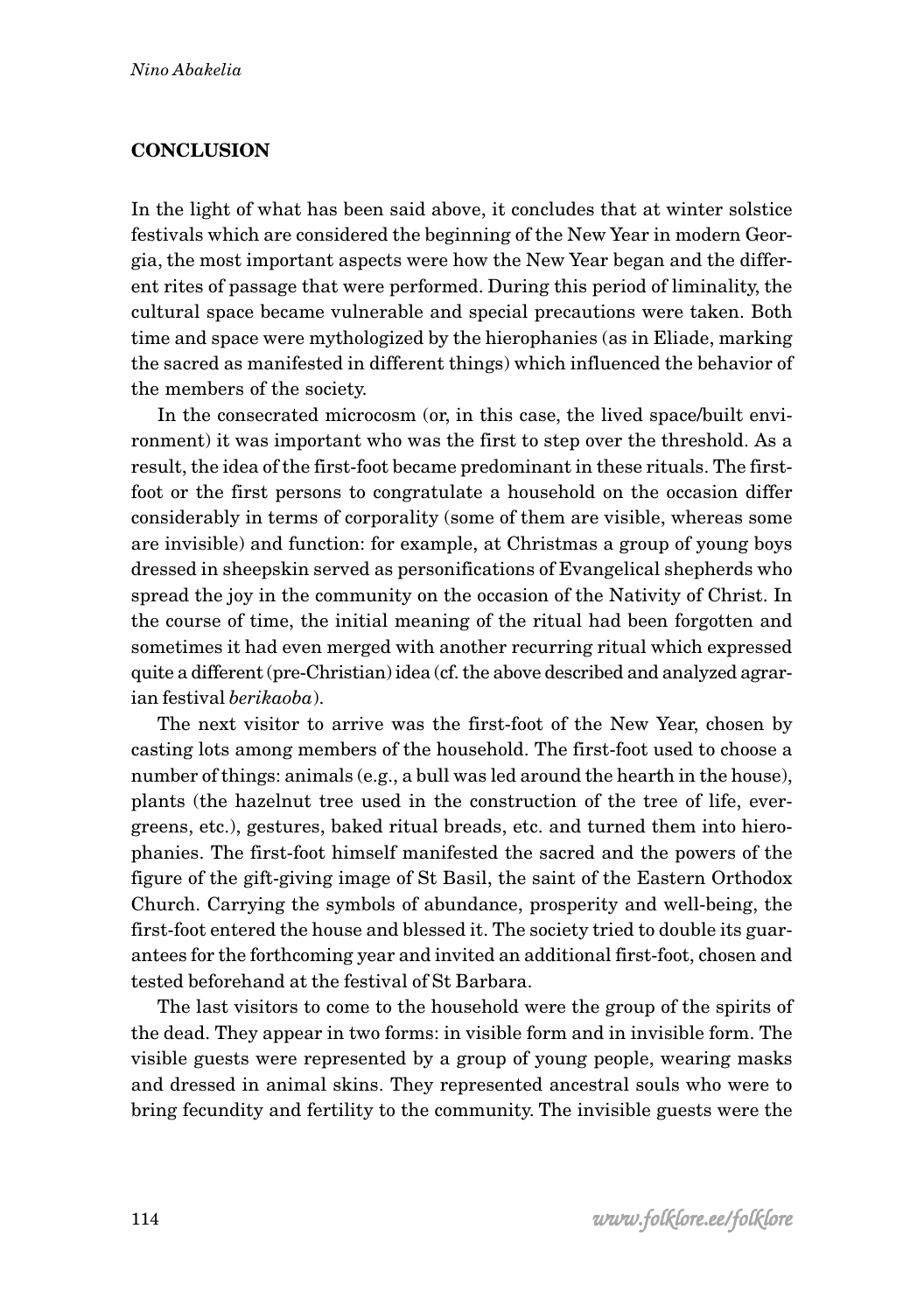## CONCLUSION

In the light of what has been said above, it concludes that at winter solstice festivals which are considered the beginning of the New Year in modern Georgia, the most important aspects were how the New Year began and the different rites of passage that were performed. During this period of liminality, the cultural space became vulnerable and special precautions were taken. Both time and space were mythologized by the hierophanies (as in Eliade, marking the sacred as manifested in different things) which influenced the behavior of the members of the society.

In the consecrated microcosm (or, in this case, the lived space/built environment) it was important who was the first to step over the threshold. As a result, the idea of the first-foot became predominant in these rituals. The first-foot or the first persons to congratulate a household on the occasion differ considerably in terms of corporality (some of them are visible, whereas some are invisible) and function: for example, at Christmas a group of young boys dressed in sheepskin served as personifications of Evangelical shepherds who spread the joy in the community on the occasion of the Nativity of Christ. In the course of time, the initial meaning of the ritual had been forgotten and sometimes it had even merged with another recurring ritual which expressed quite a different (pre-Christian) idea (cf. the above described and analyzed agrarian festival *berikaoba*).

The next visitor to arrive was the first-foot of the New Year, chosen by casting lots among members of the household. The first-foot used to choose a number of things: animals (e.g., a bull was led around the hearth in the house), plants (the hazelnut tree used in the construction of the tree of life, evergreens, etc.), gestures, baked ritual breads, etc. and turned them into hierophanies. The first-foot himself manifested the sacred and the powers of the figure of the gift-giving image of St Basil, the saint of the Eastern Orthodox Church. Carrying the symbols of abundance, prosperity and well-being, the first-foot entered the house and blessed it. The society tried to double its guarantees for the forthcoming year and invited an additional first-foot, chosen and tested beforehand at the festival of St Barbara.

The last visitors to come to the household were the group of the spirits of the dead. They appear in two forms: in visible form and in invisible form. The visible guests were represented by a group of young people, wearing masks and dressed in animal skins. They represented ancestral souls who were to bring fecundity and fertility to the community. The invisible guests were the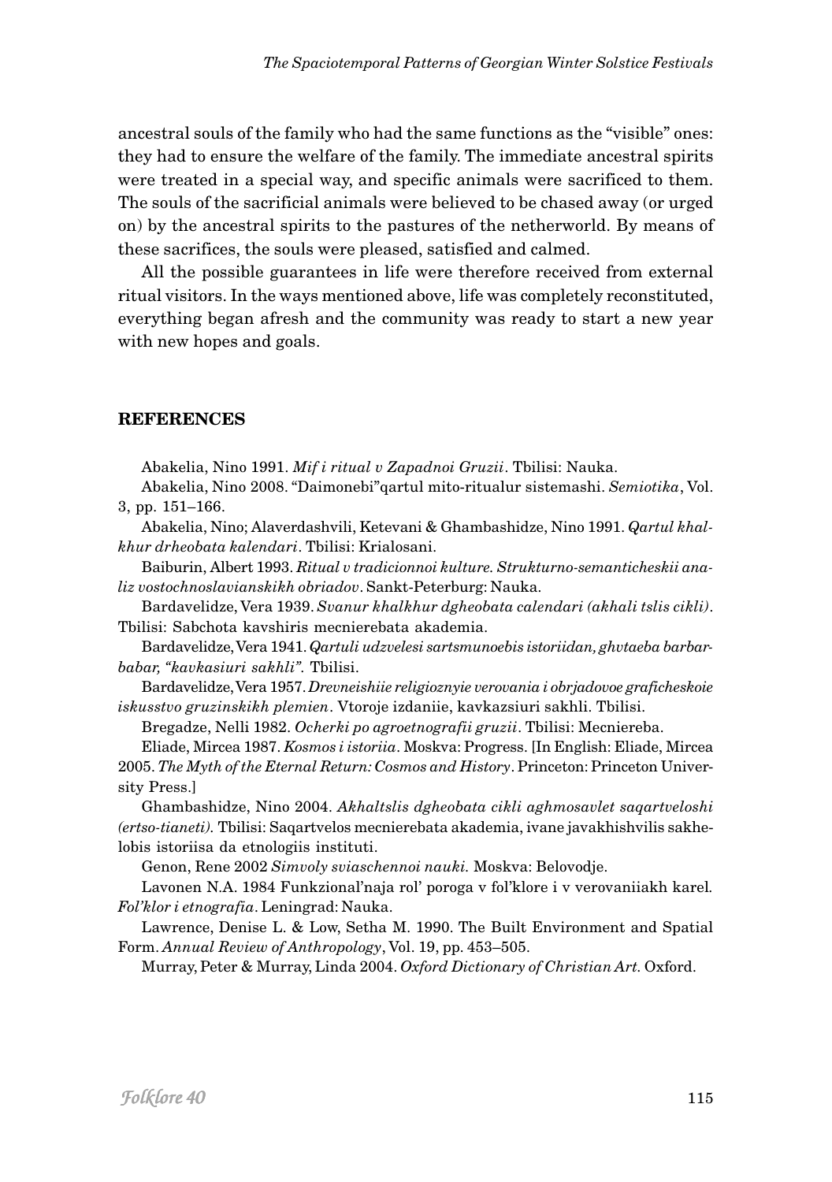ancestral souls of the family who had the same functions as the "visible" ones: they had to ensure the welfare of the family. The immediate ancestral spirits were treated in a special way, and specific animals were sacrificed to them. The souls of the sacrificial animals were believed to be chased away (or urged on) by the ancestral spirits to the pastures of the netherworld. By means of these sacrifices, the souls were pleased, satisfied and calmed.

All the possible guarantees in life were therefore received from external ritual visitors. In the ways mentioned above, life was completely reconstituted, everything began afresh and the community was ready to start a new year with new hopes and goals.

## REFERENCES

Abakelia, Nino 1991. *Mif i ritual v Zapadnoi Gruzii*. Tbilisi: Nauka.

Abakelia, Nino 2008. "Daimonebi"qartul mito-ritualur sistemashi. *Semiotika*, Vol. 3, pp. 151–166.

Abakelia, Nino; Alaverdashvili, Ketevani & Ghambashidze, Nino 1991. *Qartul khalkhur drheobata kalendari*. Tbilisi: Krialosani.

Baiburin, Albert 1993. *Ritual v tradicionnoi kulture. Strukturno-semanticheskii analiz vostochnoslavianskikh obriadov*. Sankt-Peterburg: Nauka.

Bardavelidze, Vera 1939. *Svanur khalkhur dgheobata calendari (akhali tslis cikli)*. Tbilisi: Sabchota kavshiris mecnierebata akademia.

Bardavelidze, Vera 1941. *Qartuli udzvelesi sartsmunoebis istoriidan, ghvtaeba barbarbabar, "kavkasiuri sakhli".* Tbilisi.

Bardavelidze, Vera 1957. *Drevneishiie religioznyie verovania i obrjadovoe graficheskoie iskusstvo gruzinskikh plemien*. Vtoroje izdaniie, kavkazsiuri sakhli. Tbilisi.

Bregadze, Nelli 1982. *Ocherki po agroetnografii gruzii*. Tbilisi: Mecniereba.

Eliade, Mircea 1987. *Kosmos i istoriia*. Moskva: Progress. [In English: Eliade, Mircea 2005. *The Myth of the Eternal Return: Cosmos and History*. Princeton: Princeton University Press.]

Ghambashidze, Nino 2004. *Akhaltslis dgheobata cikli aghmosavlet saqartveloshi (ertso-tianeti).* Tbilisi: Saqartvelos mecnierebata akademia, ivane javakhishvilis sakhelobis istoriisa da etnologiis instituti.

Genon, Rene 2002 *Simvoly sviaschennoi nauki.* Moskva: Belovodje.

Lavonen N.A. 1984 Funkzional'naja rol' poroga v fol'klore i v verovaniiakh karel*. Fol'klor i etnografia*. Leningrad: Nauka.

Lawrence, Denise L. & Low, Setha M. 1990. The Built Environment and Spatial Form. *Annual Review of Anthropology*, Vol. 19, pp. 453–505.

Murray, Peter & Murray, Linda 2004. *Oxford Dictionary of Christian Art.* Oxford.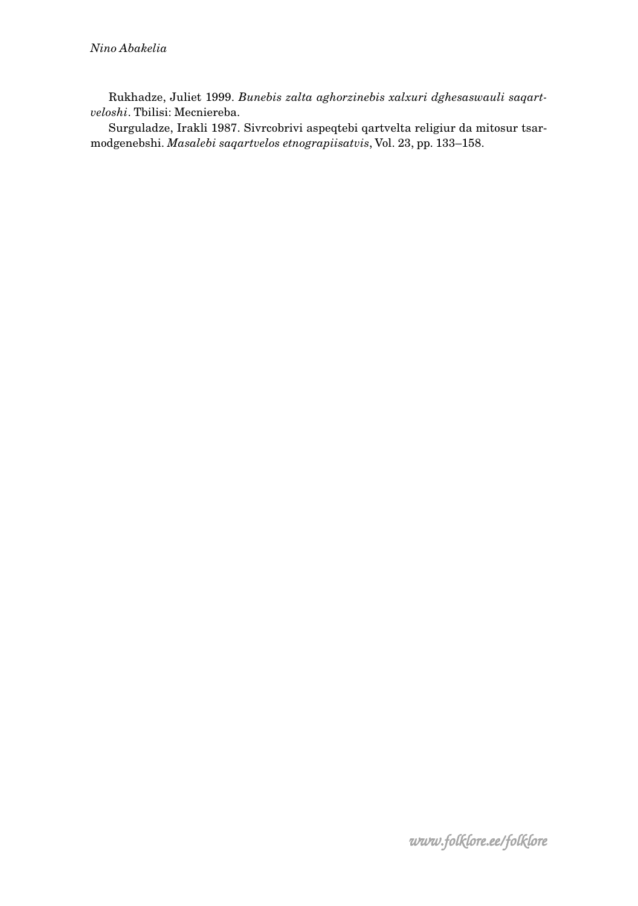Rukhadze, Juliet 1999. *Bunebis zalta aghorzinebis xalxuri dghesaswauli saqartveloshi*. Tbilisi: Mecniereba.

Surguladze, Irakli 1987. Sivrcobrivi aspeqtebi qartvelta religiur da mitosur tsarmodgenebshi. *Masalebi saqartvelos etnograpiisatvis*, Vol. 23, pp. 133–158.